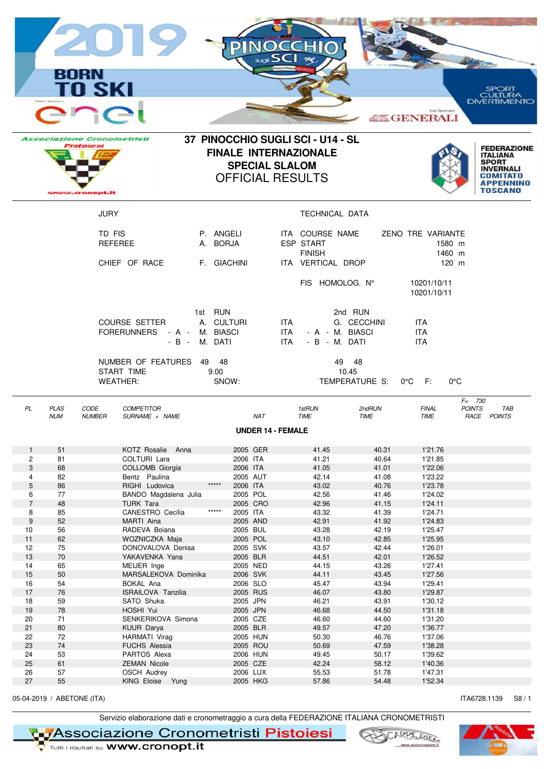# 37 PINOCCHIO SUGLI SCI - U14 - SL

## FINALE INTERNAZIONALE

## SPECIAL SLALOM

## OFFICIAL RESULTS

Associazione Cronometristi Pistoiesi — www.cronopt.it

FEDERAZIONE ITALIANA SPORT INVERNALI COMITATO APPENNINO TOSCANO

| JURY | | | TECHNICAL DATA | |
|---|---|---|---|---|
| TD FIS | P. ANGELI | ITA | COURSE NAME | ZENO TRE VARIANTE |
| REFEREE | A. BORJA | ESP | START | 1580 m |
| | | | FINISH | 1460 m |
| CHIEF OF RACE | F. GIACHINI | ITA | VERTICAL DROP | 120 m |
| | | | FIS HOMOLOG. N° | 10201/10/11 |
| | | | | 10201/10/11 |

| | 1st RUN | | 2nd RUN | |
|---|---|---|---|---|
| COURSE SETTER | A. CULTURI | ITA | G. CECCHINI | ITA |
| FORERUNNERS - A - | M. BIASCI | ITA | - A - M. BIASCI | ITA |
| - B - | M. DATI | ITA | - B - M. DATI | ITA |
| NUMBER OF FEATURES | 49 48 | | 49 48 | |
| START TIME | 9.00 | | 10.45 | |

WEATHER: SNOW: TEMPERATURE S: 0°C F: 0°C

F= 730

### UNDER 14 - FEMALE

| PL | PLAS NUM | CODE NUMBER | COMPETITOR SURNAME + NAME | | NAT | 1stRUN TIME | 2ndRUN TIME | FINAL TIME | POINTS RACE | TAB POINTS |
|---|---|---|---|---|---|---|---|---|---|---|
| 1 | 51 | | KOTZ Rosalie Anna | | 2005 GER | 41.45 | 40.31 | 1'21.76 | | |
| 2 | 81 | | COLTURI Lara | | 2006 ITA | 41.21 | 40.64 | 1'21.85 | | |
| 3 | 68 | | COLLOMB Giorgia | | 2006 ITA | 41.05 | 41.01 | 1'22.06 | | |
| 4 | 82 | | Bentz Paulina | | 2005 AUT | 42.14 | 41.08 | 1'23.22 | | |
| 5 | 86 | | RIGHI Ludovica | ***** | 2006 ITA | 43.02 | 40.76 | 1'23.78 | | |
| 6 | 77 | | BANDO Magdalena Julia | | 2005 POL | 42.56 | 41.46 | 1'24.02 | | |
| 7 | 48 | | TURK Tara | | 2005 CRO | 42.96 | 41.15 | 1'24.11 | | |
| 8 | 85 | | CANESTRO Cecilia | ***** | 2005 ITA | 43.32 | 41.39 | 1'24.71 | | |
| 9 | 52 | | MARTI Aina | | 2005 AND | 42.91 | 41.92 | 1'24.83 | | |
| 10 | 56 | | RADEVA Boiana | | 2005 BUL | 43.28 | 42.19 | 1'25.47 | | |
| 11 | 62 | | WOZNICZKA Maja | | 2005 POL | 43.10 | 42.85 | 1'25.95 | | |
| 12 | 75 | | DONOVALOVA Denisa | | 2005 SVK | 43.57 | 42.44 | 1'26.01 | | |
| 13 | 70 | | YAKAVENKA Yana | | 2005 BLR | 44.51 | 42.01 | 1'26.52 | | |
| 14 | 65 | | MEIJER Inge | | 2005 NED | 44.15 | 43.26 | 1'27.41 | | |
| 15 | 50 | | MARSALEKOVA Dominika | | 2006 SVK | 44.11 | 43.45 | 1'27.56 | | |
| 16 | 54 | | BOKAL Ana | | 2006 SLO | 45.47 | 43.94 | 1'29.41 | | |
| 17 | 76 | | ISRAILOVA Tanzilia | | 2005 RUS | 46.07 | 43.80 | 1'29.87 | | |
| 18 | 59 | | SATO Shuka | | 2005 JPN | 46.21 | 43.91 | 1'30.12 | | |
| 19 | 78 | | HOSHI Yui | | 2005 JPN | 46.68 | 44.50 | 1'31.18 | | |
| 20 | 71 | | SENKERIKOVA Simona | | 2005 CZE | 46.60 | 44.60 | 1'31.20 | | |
| 21 | 80 | | KUUR Darya | | 2005 BLR | 49.57 | 47.20 | 1'36.77 | | |
| 22 | 72 | | HARMATI Virag | | 2005 HUN | 50.30 | 46.76 | 1'37.06 | | |
| 23 | 74 | | FUCHS Alessia | | 2005 ROU | 50.69 | 47.59 | 1'38.28 | | |
| 24 | 53 | | PARTOS Alexa | | 2006 HUN | 49.45 | 50.17 | 1'39.62 | | |
| 25 | 61 | | ZEMAN Nicole | | 2005 CZE | 42.24 | 58.12 | 1'40.36 | | |
| 26 | 57 | | OSCH Audrey | | 2006 LUX | 55.53 | 51.78 | 1'47.31 | | |
| 27 | 55 | | KING Eloise Yung | | 2005 HKG | 57.86 | 54.48 | 1'52.34 | | |

05-04-2019 / ABETONE (ITA) ITA6728.1139 S8 / 1

Servizio elaborazione dati e cronometraggio a cura della FEDERAZIONE ITALIANA CRONOMETRISTI

Associazione Cronometristi Pistoiesi — Tutti i risultati su www.cronopt.it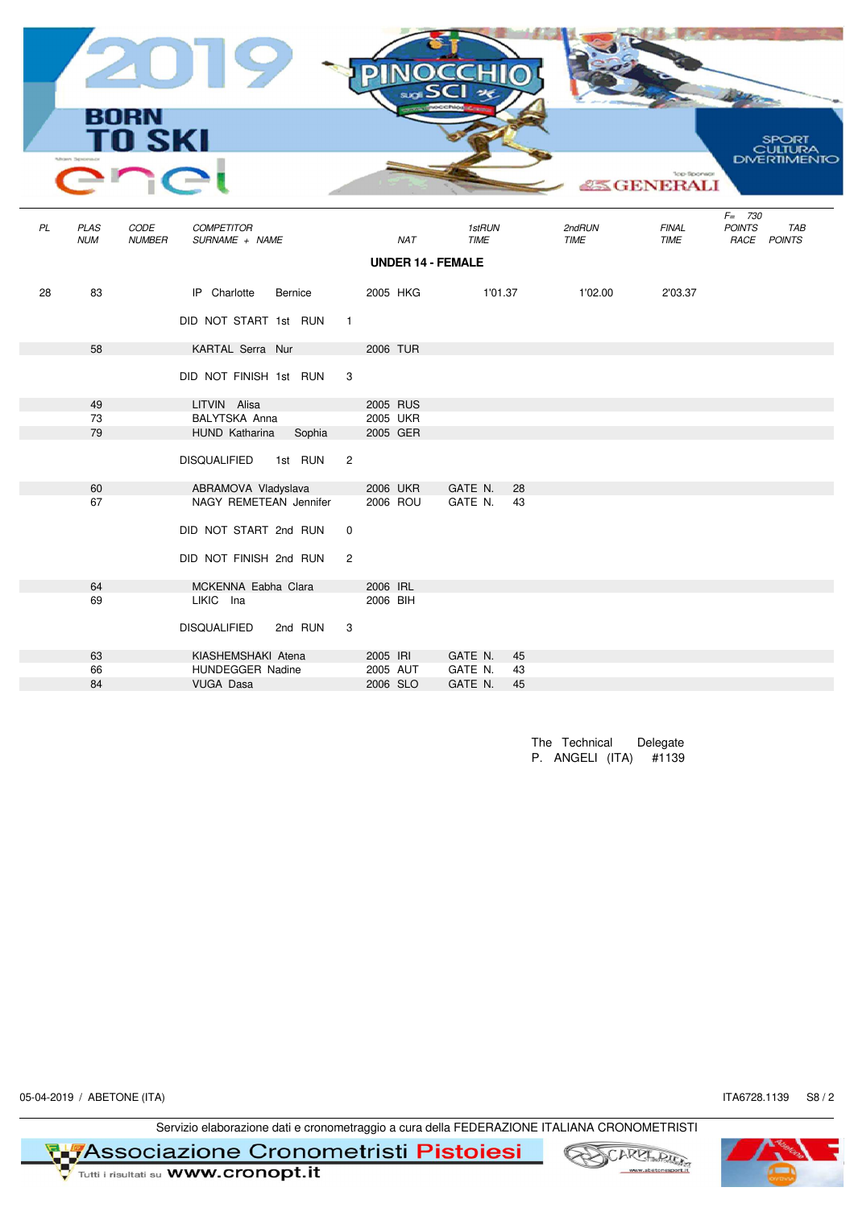| PL | PLAS NUM | CODE NUMBER | COMPETITOR SURNAME + NAME | NAT | 1stRUN TIME | 2ndRUN TIME | FINAL TIME | F= 730 POINTS RACE | TAB POINTS |
|---|---|---|---|---|---|---|---|---|---|
| | | | **UNDER 14 - FEMALE** | | | | | | |
| 28 | 83 | | IP Charlotte Bernice | 2005 HKG | 1'01.37 | 1'02.00 | 2'03.37 | | |
| | | | DID NOT START 1st RUN 1 | | | | | | |
| | 58 | | KARTAL Serra Nur | 2006 TUR | | | | | |
| | | | DID NOT FINISH 1st RUN 3 | | | | | | |
| | 49 | | LITVIN Alisa | 2005 RUS | | | | | |
| | 73 | | BALYTSKA Anna | 2005 UKR | | | | | |
| | 79 | | HUND Katharina Sophia | 2005 GER | | | | | |
| | | | DISQUALIFIED 1st RUN 2 | | | | | | |
| | 60 | | ABRAMOVA Vladyslava | 2006 UKR | GATE N. 28 | | | | |
| | 67 | | NAGY REMETEAN Jennifer | 2006 ROU | GATE N. 43 | | | | |
| | | | DID NOT START 2nd RUN 0 | | | | | | |
| | | | DID NOT FINISH 2nd RUN 2 | | | | | | |
| | 64 | | MCKENNA Eabha Clara | 2006 IRL | | | | | |
| | 69 | | LIKIC Ina | 2006 BIH | | | | | |
| | | | DISQUALIFIED 2nd RUN 3 | | | | | | |
| | 63 | | KIASHEMSHAKI Atena | 2005 IRI | GATE N. 45 | | | | |
| | 66 | | HUNDEGGER Nadine | 2005 AUT | GATE N. 43 | | | | |
| | 84 | | VUGA Dasa | 2006 SLO | GATE N. 45 | | | | |

The Technical Delegate
P. ANGELI (ITA) #1139

05-04-2019 / ABETONE (ITA)

ITA6728.1139 S8 / 2

Servizio elaborazione dati e cronometraggio a cura della FEDERAZIONE ITALIANA CRONOMETRISTI

Associazione Cronometristi Pistoiesi
Tutti i risultati su www.cronopt.it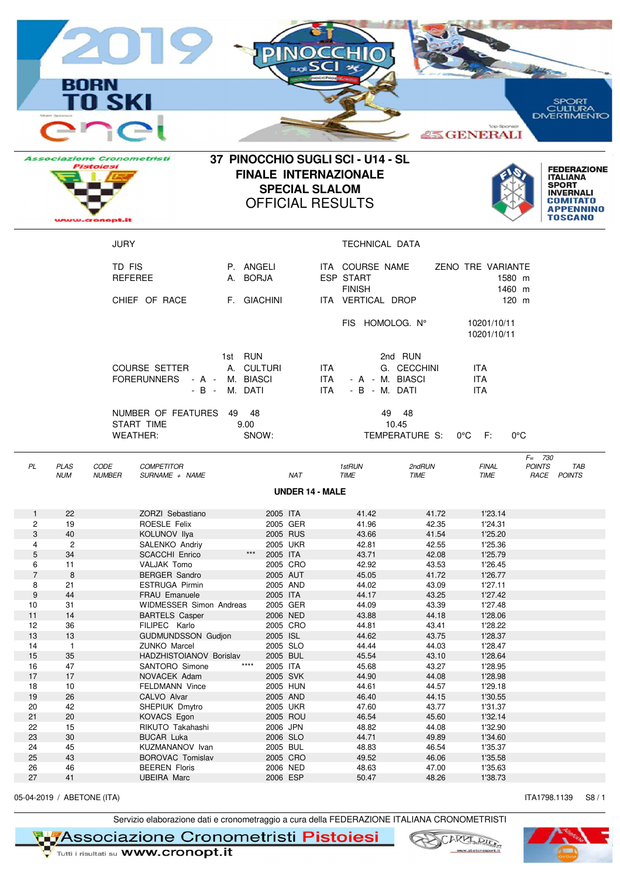# 37 PINOCCHIO SUGLI SCI - U14 - SL
## FINALE INTERNAZIONALE
## SPECIAL SLALOM
## OFFICIAL RESULTS

| JURY | | | TECHNICAL DATA | |
|---|---|---|---|---|
| TD FIS | P. ANGELI | ITA | COURSE NAME | ZENO TRE VARIANTE |
| REFEREE | A. BORJA | ESP | START | 1580 m |
| | | | FINISH | 1460 m |
| CHIEF OF RACE | F. GIACHINI | ITA | VERTICAL DROP | 120 m |
| | | | FIS HOMOLOG. N° | 10201/10/11 |
| | | | | 10201/10/11 |

| | 1st RUN | | 2nd RUN | |
|---|---|---|---|---|
| COURSE SETTER | A. CULTURI | ITA | G. CECCHINI | ITA |
| FORERUNNERS - A - | M. BIASCI | ITA | - A - M. BIASCI | ITA |
| - B - | M. DATI | ITA | - B - M. DATI | ITA |
| NUMBER OF FEATURES | 49 48 | | 49 48 | |
| START TIME | 9.00 | | 10.45 | |
| WEATHER: | SNOW: | | TEMPERATURE S: 0°C F: 0°C | |

F= 730

### UNDER 14 - MALE

| PL | PLAS NUM | CODE NUMBER | COMPETITOR SURNAME + NAME | | NAT | 1stRUN TIME | 2ndRUN TIME | FINAL TIME | POINTS RACE | TAB POINTS |
|---|---|---|---|---|---|---|---|---|---|---|
| 1 | 22 | | ZORZI Sebastiano | 2005 | ITA | 41.42 | 41.72 | 1'23.14 | | |
| 2 | 19 | | ROESLE Felix | 2005 | GER | 41.96 | 42.35 | 1'24.31 | | |
| 3 | 40 | | KOLUNOV Ilya | 2005 | RUS | 43.66 | 41.54 | 1'25.20 | | |
| 4 | 2 | | SALENKO Andriy | 2005 | UKR | 42.81 | 42.55 | 1'25.36 | | |
| 5 | 34 | | SCACCHI Enrico *** | 2005 | ITA | 43.71 | 42.08 | 1'25.79 | | |
| 6 | 11 | | VALJAK Tomo | 2005 | CRO | 42.92 | 43.53 | 1'26.45 | | |
| 7 | 8 | | BERGER Sandro | 2005 | AUT | 45.05 | 41.72 | 1'26.77 | | |
| 8 | 21 | | ESTRUGA Pirmin | 2005 | AND | 44.02 | 43.09 | 1'27.11 | | |
| 9 | 44 | | FRAU Emanuele | 2005 | ITA | 44.17 | 43.25 | 1'27.42 | | |
| 10 | 31 | | WIDMESSER Simon Andreas | 2005 | GER | 44.09 | 43.39 | 1'27.48 | | |
| 11 | 14 | | BARTELS Casper | 2006 | NED | 43.88 | 44.18 | 1'28.06 | | |
| 12 | 36 | | FILIPEC Karlo | 2005 | CRO | 44.81 | 43.41 | 1'28.22 | | |
| 13 | 13 | | GUDMUNDSSON Gudjon | 2005 | ISL | 44.62 | 43.75 | 1'28.37 | | |
| 14 | 1 | | ZUNKO Marcel | 2005 | SLO | 44.44 | 44.03 | 1'28.47 | | |
| 15 | 35 | | HADZHISTOIANOV Borislav | 2005 | BUL | 45.54 | 43.10 | 1'28.64 | | |
| 16 | 47 | | SANTORO Simone **** | 2005 | ITA | 45.68 | 43.27 | 1'28.95 | | |
| 17 | 17 | | NOVACEK Adam | 2005 | SVK | 44.90 | 44.08 | 1'28.98 | | |
| 18 | 10 | | FELDMANN Vince | 2005 | HUN | 44.61 | 44.57 | 1'29.18 | | |
| 19 | 26 | | CALVO Alvar | 2005 | AND | 46.40 | 44.15 | 1'30.55 | | |
| 20 | 42 | | SHEPIUK Dmytro | 2005 | UKR | 47.60 | 43.77 | 1'31.37 | | |
| 21 | 20 | | KOVACS Egon | 2005 | ROU | 46.54 | 45.60 | 1'32.14 | | |
| 22 | 15 | | RIKUTO Takahashi | 2006 | JPN | 48.82 | 44.08 | 1'32.90 | | |
| 23 | 30 | | BUCAR Luka | 2006 | SLO | 44.71 | 49.89 | 1'34.60 | | |
| 24 | 45 | | KUZMANANOV Ivan | 2005 | BUL | 48.83 | 46.54 | 1'35.37 | | |
| 25 | 43 | | BOROVAC Tomislav | 2005 | CRO | 49.52 | 46.06 | 1'35.58 | | |
| 26 | 46 | | BEEREN Floris | 2006 | NED | 48.63 | 47.00 | 1'35.63 | | |
| 27 | 41 | | UBEIRA Marc | 2006 | ESP | 50.47 | 48.26 | 1'38.73 | | |

05-04-2019 / ABETONE (ITA) — ITA1798.1139 — S8 / 1

Servizio elaborazione dati e cronometraggio a cura della FEDERAZIONE ITALIANA CRONOMETRISTI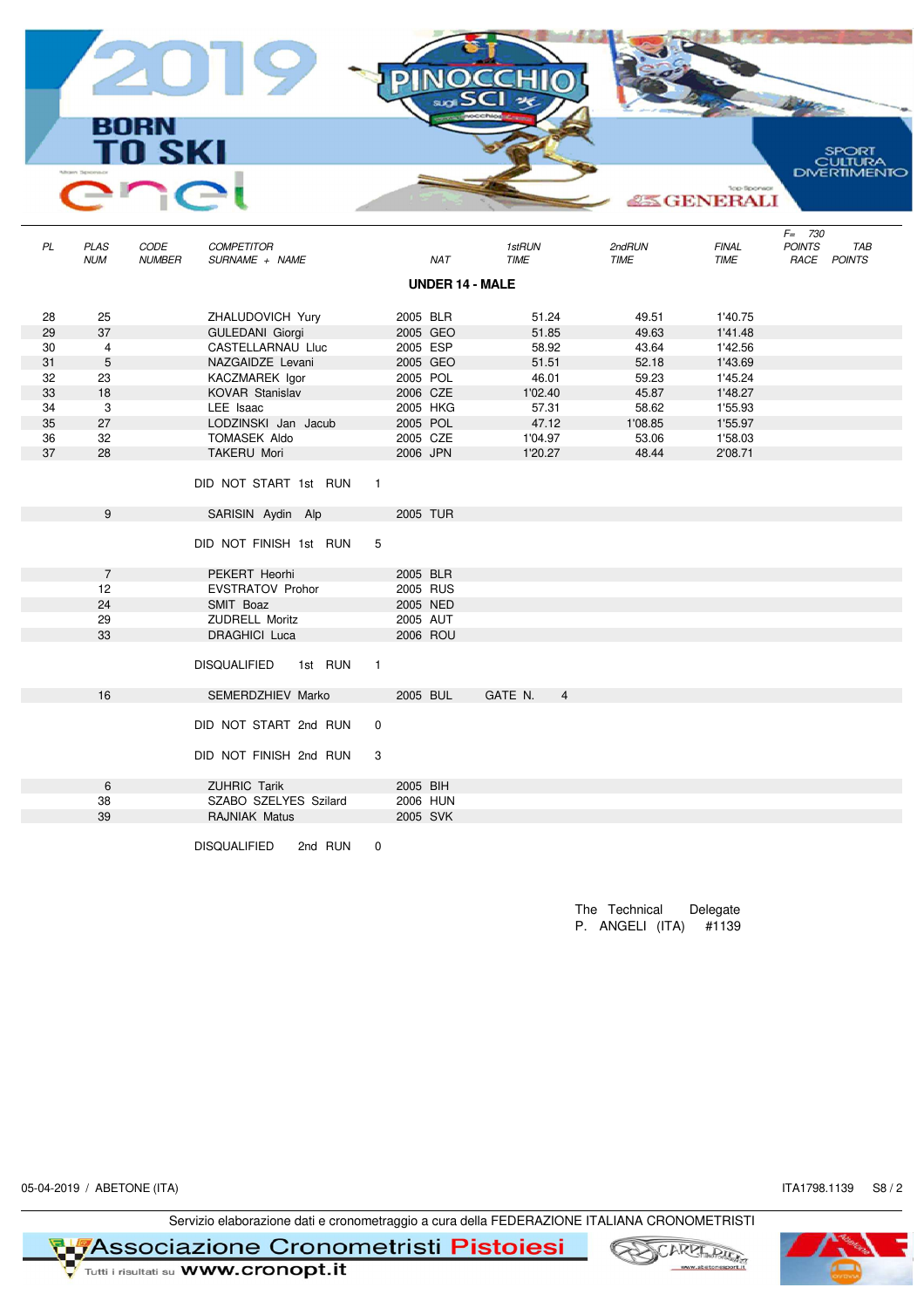| PL | PLAS NUM | CODE NUMBER | COMPETITOR SURNAME + NAME | | NAT | 1stRUN TIME | 2ndRUN TIME | FINAL TIME | F= 730 POINTS RACE | TAB POINTS |
|---|---|---|---|---|---|---|---|---|---|---|

**UNDER 14 - MALE**

| PL | PLAS NUM | CODE NUMBER | COMPETITOR SURNAME + NAME | | NAT | 1stRUN TIME | 2ndRUN TIME | FINAL TIME | POINTS RACE | TAB POINTS |
|---|---|---|---|---|---|---|---|---|---|---|
| 28 | 25 | | ZHALUDOVICH Yury | 2005 | BLR | 51.24 | 49.51 | 1'40.75 | | |
| 29 | 37 | | GULEDANI Giorgi | 2005 | GEO | 51.85 | 49.63 | 1'41.48 | | |
| 30 | 4 | | CASTELLARNAU Lluc | 2005 | ESP | 58.92 | 43.64 | 1'42.56 | | |
| 31 | 5 | | NAZGAIDZE Levani | 2005 | GEO | 51.51 | 52.18 | 1'43.69 | | |
| 32 | 23 | | KACZMAREK Igor | 2005 | POL | 46.01 | 59.23 | 1'45.24 | | |
| 33 | 18 | | KOVAR Stanislav | 2006 | CZE | 1'02.40 | 45.87 | 1'48.27 | | |
| 34 | 3 | | LEE Isaac | 2005 | HKG | 57.31 | 58.62 | 1'55.93 | | |
| 35 | 27 | | LODZINSKI Jan Jacub | 2005 | POL | 47.12 | 1'08.85 | 1'55.97 | | |
| 36 | 32 | | TOMASEK Aldo | 2005 | CZE | 1'04.97 | 53.06 | 1'58.03 | | |
| 37 | 28 | | TAKERU Mori | 2006 | JPN | 1'20.27 | 48.44 | 2'08.71 | | |

DID NOT START 1st RUN 1

| PLAS NUM | COMPETITOR | | NAT |
|---|---|---|---|
| 9 | SARISIN Aydin Alp | 2005 | TUR |

DID NOT FINISH 1st RUN 5

| PLAS NUM | COMPETITOR | | NAT |
|---|---|---|---|
| 7 | PEKERT Heorhi | 2005 | BLR |
| 12 | EVSTRATOV Prohor | 2005 | RUS |
| 24 | SMIT Boaz | 2005 | NED |
| 29 | ZUDRELL Moritz | 2005 | AUT |
| 33 | DRAGHICI Luca | 2006 | ROU |

DISQUALIFIED 1st RUN 1

| PLAS NUM | COMPETITOR | | NAT | |
|---|---|---|---|---|
| 16 | SEMERDZHIEV Marko | 2005 | BUL | GATE N. 4 |

DID NOT START 2nd RUN 0

DID NOT FINISH 2nd RUN 3

| PLAS NUM | COMPETITOR | | NAT |
|---|---|---|---|
| 6 | ZUHRIC Tarik | 2005 | BIH |
| 38 | SZABO SZELYES Szilard | 2006 | HUN |
| 39 | RAJNIAK Matus | 2005 | SVK |

DISQUALIFIED 2nd RUN 0

The Technical Delegate
P. ANGELI (ITA) #1139

05-04-2019 / ABETONE (ITA)

ITA1798.1139 S8 / 2

Servizio elaborazione dati e cronometraggio a cura della FEDERAZIONE ITALIANA CRONOMETRISTI

Associazione Cronometristi Pistoiesi
Tutti i risultati su www.cronopt.it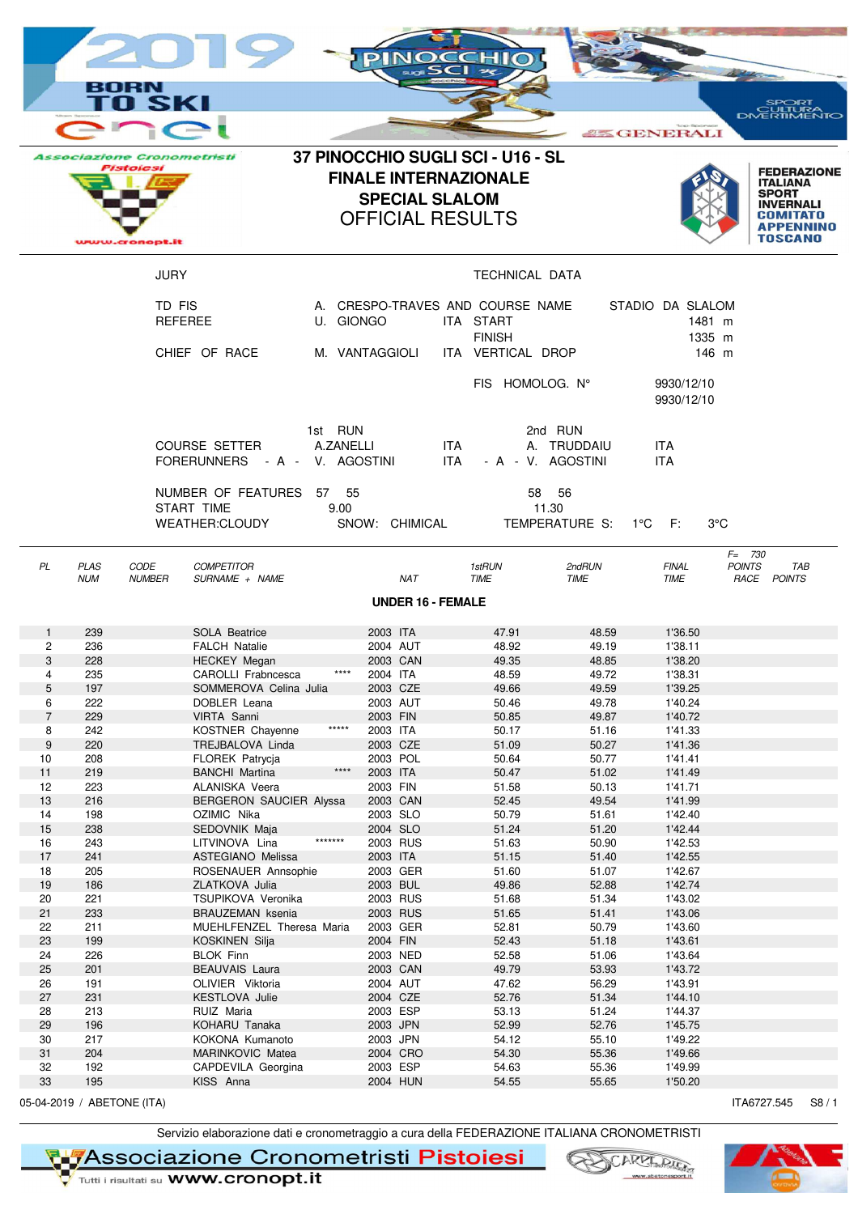# 37 PINOCCHIO SUGLI SCI - U16 - SL
## FINALE INTERNAZIONALE
## SPECIAL SLALOM
## OFFICIAL RESULTS

JURY

TD FIS — A. CRESPO-TRAVES AND
REFEREE — U. GIONGO ITA
CHIEF OF RACE — M. VANTAGGIOLI ITA

TECHNICAL DATA

COURSE NAME — STADIO DA SLALOM
START — 1481 m
FINISH — 1335 m
VERTICAL DROP — 146 m

FIS HOMOLOG. N° — 9930/12/10, 9930/12/10

| | 1st RUN | | 2nd RUN | |
|---|---|---|---|---|
| COURSE SETTER | A.ZANELLI | ITA | A. TRUDDAIU | ITA |
| FORERUNNERS - A - | V. AGOSTINI | ITA | - A - V. AGOSTINI | ITA |
| NUMBER OF FEATURES | 57 55 | | 58 56 | |
| START TIME | 9.00 | | 11.30 | |

WEATHER:CLOUDY — SNOW: CHIMICAL — TEMPERATURE S: 1°C F: 3°C

F= 730

### UNDER 16 - FEMALE

| PL | PLAS NUM | CODE NUMBER | COMPETITOR SURNAME + NAME | | NAT | 1stRUN TIME | 2ndRUN TIME | FINAL TIME | POINTS RACE | TAB POINTS |
|---|---|---|---|---|---|---|---|---|---|---|
| 1 | 239 | | SOLA Beatrice | 2003 | ITA | 47.91 | 48.59 | 1'36.50 | | |
| 2 | 236 | | FALCH Natalie | 2004 | AUT | 48.92 | 49.19 | 1'38.11 | | |
| 3 | 228 | | HECKEY Megan | 2003 | CAN | 49.35 | 48.85 | 1'38.20 | | |
| 4 | 235 | | CAROLLI Frabncesca **** | 2004 | ITA | 48.59 | 49.72 | 1'38.31 | | |
| 5 | 197 | | SOMMEROVA Celina Julia | 2003 | CZE | 49.66 | 49.59 | 1'39.25 | | |
| 6 | 222 | | DOBLER Leana | 2003 | AUT | 50.46 | 49.78 | 1'40.24 | | |
| 7 | 229 | | VIRTA Sanni | 2003 | FIN | 50.85 | 49.87 | 1'40.72 | | |
| 8 | 242 | | KOSTNER Chayenne ***** | 2003 | ITA | 50.17 | 51.16 | 1'41.33 | | |
| 9 | 220 | | TREJBALOVA Linda | 2003 | CZE | 51.09 | 50.27 | 1'41.36 | | |
| 10 | 208 | | FLOREK Patrycja | 2003 | POL | 50.64 | 50.77 | 1'41.41 | | |
| 11 | 219 | | BANCHI Martina **** | 2003 | ITA | 50.47 | 51.02 | 1'41.49 | | |
| 12 | 223 | | ALANISKA Veera | 2003 | FIN | 51.58 | 50.13 | 1'41.71 | | |
| 13 | 216 | | BERGERON SAUCIER Alyssa | 2003 | CAN | 52.45 | 49.54 | 1'41.99 | | |
| 14 | 198 | | OZIMIC Nika | 2003 | SLO | 50.79 | 51.61 | 1'42.40 | | |
| 15 | 238 | | SEDOVNIK Maja | 2004 | SLO | 51.24 | 51.20 | 1'42.44 | | |
| 16 | 243 | | LITVINOVA Lina ******* | 2003 | RUS | 51.63 | 50.90 | 1'42.53 | | |
| 17 | 241 | | ASTEGIANO Melissa | 2003 | ITA | 51.15 | 51.40 | 1'42.55 | | |
| 18 | 205 | | ROSENAUER Annsophie | 2003 | GER | 51.60 | 51.07 | 1'42.67 | | |
| 19 | 186 | | ZLATKOVA Julia | 2003 | BUL | 49.86 | 52.88 | 1'42.74 | | |
| 20 | 221 | | TSUPIKOVA Veronika | 2003 | RUS | 51.68 | 51.34 | 1'43.02 | | |
| 21 | 233 | | BRAUZEMAN ksenia | 2003 | RUS | 51.65 | 51.41 | 1'43.06 | | |
| 22 | 211 | | MUEHLFENZEL Theresa Maria | 2003 | GER | 52.81 | 50.79 | 1'43.60 | | |
| 23 | 199 | | KOSKINEN Silja | 2004 | FIN | 52.43 | 51.18 | 1'43.61 | | |
| 24 | 226 | | BLOK Finn | 2003 | NED | 52.58 | 51.06 | 1'43.64 | | |
| 25 | 201 | | BEAUVAIS Laura | 2003 | CAN | 49.79 | 53.93 | 1'43.72 | | |
| 26 | 191 | | OLIVIER Viktoria | 2004 | AUT | 47.62 | 56.29 | 1'43.91 | | |
| 27 | 231 | | KESTLOVA Julie | 2004 | CZE | 52.76 | 51.34 | 1'44.10 | | |
| 28 | 213 | | RUIZ Maria | 2003 | ESP | 53.13 | 51.24 | 1'44.37 | | |
| 29 | 196 | | KOHARU Tanaka | 2003 | JPN | 52.99 | 52.76 | 1'45.75 | | |
| 30 | 217 | | KOKONA Kumanoto | 2003 | JPN | 54.12 | 55.10 | 1'49.22 | | |
| 31 | 204 | | MARINKOVIC Matea | 2004 | CRO | 54.30 | 55.36 | 1'49.66 | | |
| 32 | 192 | | CAPDEVILA Georgina | 2003 | ESP | 54.63 | 55.36 | 1'49.99 | | |
| 33 | 195 | | KISS Anna | 2004 | HUN | 54.55 | 55.65 | 1'50.20 | | |

05-04-2019 / ABETONE (ITA) — ITA6727.545 — S8 / 1

Servizio elaborazione dati e cronometraggio a cura della FEDERAZIONE ITALIANA CRONOMETRISTI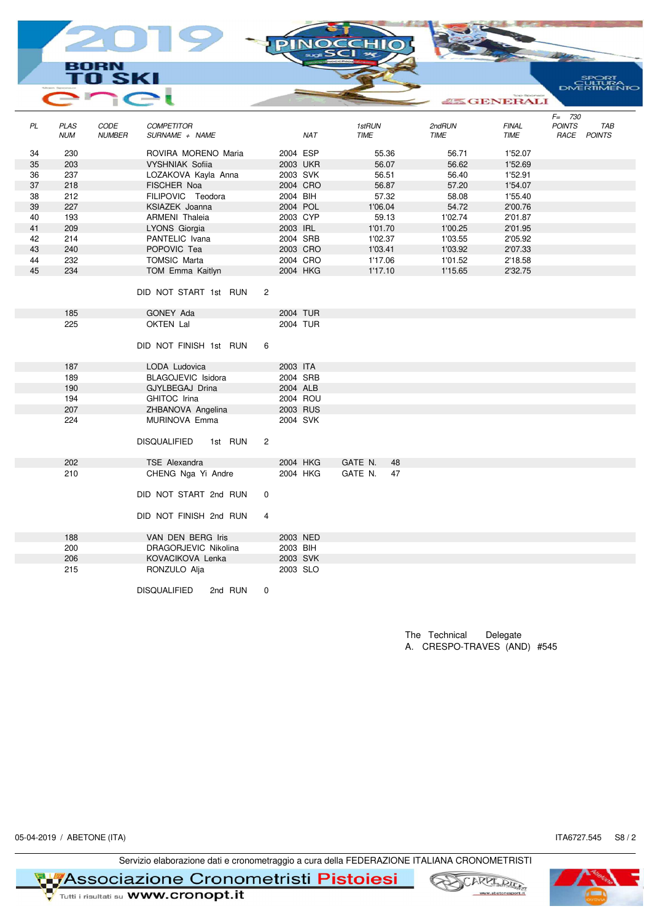| PL | PLAS NUM | CODE NUMBER | COMPETITOR SURNAME + NAME | | NAT | 1stRUN TIME | 2ndRUN TIME | FINAL TIME | F= 730 POINTS RACE | TAB POINTS |
|---|---|---|---|---|---|---|---|---|---|---|
| 34 | 230 | | ROVIRA MORENO Maria | 2004 | ESP | 55.36 | 56.71 | 1'52.07 | | |
| 35 | 203 | | VYSHNIAK Sofiia | 2003 | UKR | 56.07 | 56.62 | 1'52.69 | | |
| 36 | 237 | | LOZAKOVA Kayla Anna | 2003 | SVK | 56.51 | 56.40 | 1'52.91 | | |
| 37 | 218 | | FISCHER Noa | 2004 | CRO | 56.87 | 57.20 | 1'54.07 | | |
| 38 | 212 | | FILIPOVIC Teodora | 2004 | BIH | 57.32 | 58.08 | 1'55.40 | | |
| 39 | 227 | | KSIAZEK Joanna | 2004 | POL | 1'06.04 | 54.72 | 2'00.76 | | |
| 40 | 193 | | ARMENI Thaleia | 2003 | CYP | 59.13 | 1'02.74 | 2'01.87 | | |
| 41 | 209 | | LYONS Giorgia | 2003 | IRL | 1'01.70 | 1'00.25 | 2'01.95 | | |
| 42 | 214 | | PANTELIC Ivana | 2004 | SRB | 1'02.37 | 1'03.55 | 2'05.92 | | |
| 43 | 240 | | POPOVIC Tea | 2003 | CRO | 1'03.41 | 1'03.92 | 2'07.33 | | |
| 44 | 232 | | TOMSIC Marta | 2004 | CRO | 1'17.06 | 1'01.52 | 2'18.58 | | |
| 45 | 234 | | TOM Emma Kaitlyn | 2004 | HKG | 1'17.10 | 1'15.65 | 2'32.75 | | |

DID NOT START 1st RUN 2

| PLAS NUM | COMPETITOR | | NAT |
|---|---|---|---|
| 185 | GONEY Ada | 2004 | TUR |
| 225 | OKTEN Lal | 2004 | TUR |

DID NOT FINISH 1st RUN 6

| PLAS NUM | COMPETITOR | | NAT |
|---|---|---|---|
| 187 | LODA Ludovica | 2003 | ITA |
| 189 | BLAGOJEVIC Isidora | 2004 | SRB |
| 190 | GJYLBEGAJ Drina | 2004 | ALB |
| 194 | GHITOC Irina | 2004 | ROU |
| 207 | ZHBANOVA Angelina | 2003 | RUS |
| 224 | MURINOVA Emma | 2004 | SVK |

DISQUALIFIED 1st RUN 2

| PLAS NUM | COMPETITOR | | NAT | |
|---|---|---|---|---|
| 202 | TSE Alexandra | 2004 | HKG | GATE N. 48 |
| 210 | CHENG Nga Yi Andre | 2004 | HKG | GATE N. 47 |

DID NOT START 2nd RUN 0

DID NOT FINISH 2nd RUN 4

| PLAS NUM | COMPETITOR | | NAT |
|---|---|---|---|
| 188 | VAN DEN BERG Iris | 2003 | NED |
| 200 | DRAGORJEVIC Nikolina | 2003 | BIH |
| 206 | KOVACIKOVA Lenka | 2003 | SVK |
| 215 | RONZULO Alja | 2003 | SLO |

DISQUALIFIED 2nd RUN 0

The Technical Delegate
A. CRESPO-TRAVES (AND) #545

05-04-2019 / ABETONE (ITA) ITA6727.545 S8 / 2

Servizio elaborazione dati e cronometraggio a cura della FEDERAZIONE ITALIANA CRONOMETRISTI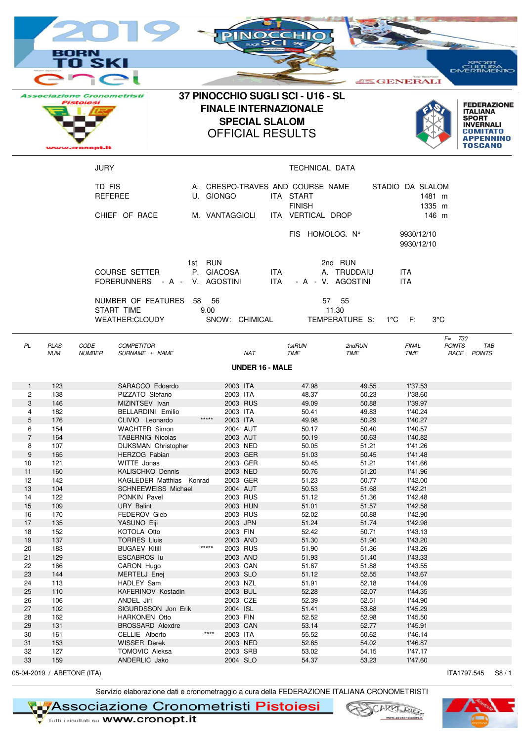Associazione Cronometristi Pistoiesi

www.cronopt.it

# 37 PINOCCHIO SUGLI SCI - U16 - SL
## FINALE INTERNAZIONALE
## SPECIAL SLALOM
## OFFICIAL RESULTS

FEDERAZIONE ITALIANA SPORT INVERNALI COMITATO APPENNINO TOSCANO

| JURY | | | TECHNICAL DATA | |
|---|---|---|---|---|
| TD FIS | A. CRESPO-TRAVES AND | | COURSE NAME | STADIO DA SLALOM |
| REFEREE | U. GIONGO | ITA | START | 1481 m |
| | | | FINISH | 1335 m |
| CHIEF OF RACE | M. VANTAGGIOLI | ITA | VERTICAL DROP | 146 m |
| | | | FIS HOMOLOG. N° | 9930/12/10 |
| | | | | 9930/12/10 |

| | 1st RUN | | 2nd RUN | |
|---|---|---|---|---|
| COURSE SETTER | P. GIACOSA | ITA | A. TRUDDAIU | ITA |
| FORERUNNERS - A - | V. AGOSTINI | ITA | - A - V. AGOSTINI | ITA |

NUMBER OF FEATURES 58 56 57 55

START TIME 9.00 11.30

WEATHER:CLOUDY SNOW: CHIMICAL TEMPERATURE S: 1°C F: 3°C

F= 730

### UNDER 16 - MALE

| PL | PLAS NUM | CODE NUMBER | COMPETITOR SURNAME + NAME | | NAT | | 1stRUN TIME | 2ndRUN TIME | FINAL TIME | POINTS RACE | TAB POINTS |
|---|---|---|---|---|---|---|---|---|---|---|---|
| 1 | 123 | | SARACCO Edoardo | | 2003 | ITA | 47.98 | 49.55 | 1'37.53 | | |
| 2 | 138 | | PIZZATO Stefano | | 2003 | ITA | 48.37 | 50.23 | 1'38.60 | | |
| 3 | 146 | | MIZINTSEV Ivan | | 2003 | RUS | 49.09 | 50.88 | 1'39.97 | | |
| 4 | 182 | | BELLARDINI Emilio | | 2003 | ITA | 50.41 | 49.83 | 1'40.24 | | |
| 5 | 176 | | CLIVIO Leonardo | ***** | 2003 | ITA | 49.98 | 50.29 | 1'40.27 | | |
| 6 | 154 | | WACHTER Simon | | 2004 | AUT | 50.17 | 50.40 | 1'40.57 | | |
| 7 | 164 | | TABERNIG Nicolas | | 2003 | AUT | 50.19 | 50.63 | 1'40.82 | | |
| 8 | 107 | | DIJKSMAN Christopher | | 2003 | NED | 50.05 | 51.21 | 1'41.26 | | |
| 9 | 165 | | HERZOG Fabian | | 2003 | GER | 51.03 | 50.45 | 1'41.48 | | |
| 10 | 121 | | WITTE Jonas | | 2003 | GER | 50.45 | 51.21 | 1'41.66 | | |
| 11 | 160 | | KALISCHKO Dennis | | 2003 | NED | 50.76 | 51.20 | 1'41.96 | | |
| 12 | 142 | | KAGLEDER Matthias Konrad | | 2003 | GER | 51.23 | 50.77 | 1'42.00 | | |
| 13 | 104 | | SCHNEEWEISS Michael | | 2004 | AUT | 50.53 | 51.68 | 1'42.21 | | |
| 14 | 122 | | PONKIN Pavel | | 2003 | RUS | 51.12 | 51.36 | 1'42.48 | | |
| 15 | 109 | | URY Balint | | 2003 | HUN | 51.01 | 51.57 | 1'42.58 | | |
| 16 | 170 | | FEDEROV Gleb | | 2003 | RUS | 52.02 | 50.88 | 1'42.90 | | |
| 17 | 135 | | YASUNO Eiji | | 2003 | JPN | 51.24 | 51.74 | 1'42.98 | | |
| 18 | 152 | | KOTOLA Otto | | 2003 | FIN | 52.42 | 50.71 | 1'43.13 | | |
| 19 | 137 | | TORRES Lluis | | 2003 | AND | 51.30 | 51.90 | 1'43.20 | | |
| 20 | 183 | | BUGAEV Kitill | ***** | 2003 | RUS | 51.90 | 51.36 | 1'43.26 | | |
| 21 | 129 | | ESCABROS Iu | | 2003 | AND | 51.93 | 51.40 | 1'43.33 | | |
| 22 | 166 | | CARON Hugo | | 2003 | CAN | 51.67 | 51.88 | 1'43.55 | | |
| 23 | 144 | | MERTELJ Enej | | 2003 | SLO | 51.12 | 52.55 | 1'43.67 | | |
| 24 | 113 | | HADLEY Sam | | 2003 | NZL | 51.91 | 52.18 | 1'44.09 | | |
| 25 | 110 | | KAFERINOV Kostadin | | 2003 | BUL | 52.28 | 52.07 | 1'44.35 | | |
| 26 | 106 | | ANDEL Jiri | | 2003 | CZE | 52.39 | 52.51 | 1'44.90 | | |
| 27 | 102 | | SIGURDSSON Jon Erik | | 2004 | ISL | 51.41 | 53.88 | 1'45.29 | | |
| 28 | 162 | | HARKONEN Otto | | 2003 | FIN | 52.52 | 52.98 | 1'45.50 | | |
| 29 | 131 | | BROSSARD Alexdre | | 2003 | CAN | 53.14 | 52.77 | 1'45.91 | | |
| 30 | 161 | | CELLIE Alberto | **** | 2003 | ITA | 55.52 | 50.62 | 1'46.14 | | |
| 31 | 153 | | WISSER Derek | | 2003 | NED | 52.85 | 54.02 | 1'46.87 | | |
| 32 | 127 | | TOMOVIC Aleksa | | 2003 | SRB | 53.02 | 54.15 | 1'47.17 | | |
| 33 | 159 | | ANDERLIC Jako | | 2004 | SLO | 54.37 | 53.23 | 1'47.60 | | |

05-04-2019 / ABETONE (ITA) ITA1797.545 S8 / 1

Servizio elaborazione dati e cronometraggio a cura della FEDERAZIONE ITALIANA CRONOMETRISTI

Associazione Cronometristi Pistoiesi — Tutti i risultati su www.cronopt.it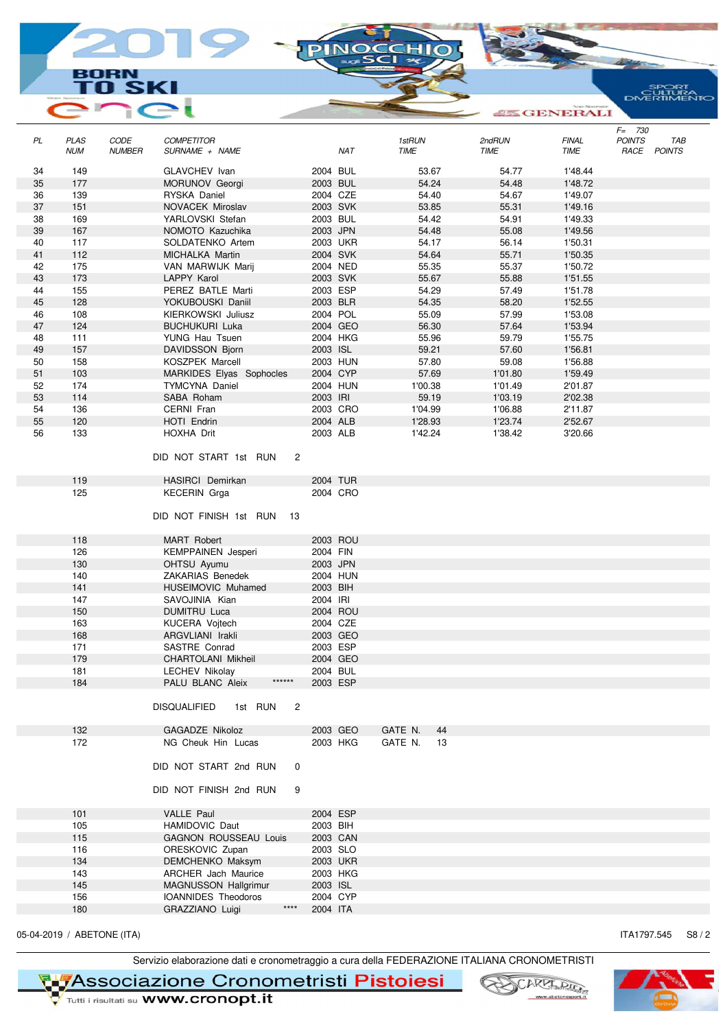| PL | PLAS NUM | CODE NUMBER | COMPETITOR SURNAME + NAME | | NAT | 1stRUN TIME | 2ndRUN TIME | FINAL TIME | F= 730 POINTS RACE | TAB POINTS |
|---|---|---|---|---|---|---|---|---|---|---|
| 34 | 149 | | GLAVCHEV Ivan | 2004 | BUL | 53.67 | 54.77 | 1'48.44 | | |
| 35 | 177 | | MORUNOV Georgi | 2003 | BUL | 54.24 | 54.48 | 1'48.72 | | |
| 36 | 139 | | RYSKA Daniel | 2004 | CZE | 54.40 | 54.67 | 1'49.07 | | |
| 37 | 151 | | NOVACEK Miroslav | 2003 | SVK | 53.85 | 55.31 | 1'49.16 | | |
| 38 | 169 | | YARLOVSKI Stefan | 2003 | BUL | 54.42 | 54.91 | 1'49.33 | | |
| 39 | 167 | | NOMOTO Kazuchika | 2003 | JPN | 54.48 | 55.08 | 1'49.56 | | |
| 40 | 117 | | SOLDATENKO Artem | 2003 | UKR | 54.17 | 56.14 | 1'50.31 | | |
| 41 | 112 | | MICHALKA Martin | 2004 | SVK | 54.64 | 55.71 | 1'50.35 | | |
| 42 | 175 | | VAN MARWIJK Marij | 2004 | NED | 55.35 | 55.37 | 1'50.72 | | |
| 43 | 173 | | LAPPY Karol | 2003 | SVK | 55.67 | 55.88 | 1'51.55 | | |
| 44 | 155 | | PEREZ BATLE Marti | 2003 | ESP | 54.29 | 57.49 | 1'51.78 | | |
| 45 | 128 | | YOKOBOUSKI Daniil | 2003 | BLR | 54.35 | 58.20 | 1'52.55 | | |
| 46 | 108 | | KIERKOWSKI Juliusz | 2004 | POL | 55.09 | 57.99 | 1'53.08 | | |
| 47 | 124 | | BUCHUKURI Luka | 2004 | GEO | 56.30 | 57.64 | 1'53.94 | | |
| 48 | 111 | | YUNG Hau Tsuen | 2004 | HKG | 55.96 | 59.79 | 1'55.75 | | |
| 49 | 157 | | DAVIDSSON Bjorn | 2003 | ISL | 59.21 | 57.60 | 1'56.81 | | |
| 50 | 158 | | KOSZPEK Marcell | 2003 | HUN | 57.80 | 59.08 | 1'56.88 | | |
| 51 | 103 | | MARKIDES Elyas Sophocles | 2004 | CYP | 57.69 | 1'01.80 | 1'59.49 | | |
| 52 | 174 | | TYMCYNA Daniel | 2004 | HUN | 1'00.38 | 1'01.49 | 2'01.87 | | |
| 53 | 114 | | SABA Roham | 2003 | IRI | 59.19 | 1'03.19 | 2'02.38 | | |
| 54 | 136 | | CERNI Fran | 2003 | CRO | 1'04.99 | 1'06.88 | 2'11.87 | | |
| 55 | 120 | | HOTI Endrin | 2004 | ALB | 1'28.93 | 1'23.74 | 2'52.67 | | |
| 56 | 133 | | HOXHA Drit | 2003 | ALB | 1'42.24 | 1'38.42 | 3'20.66 | | |

DID NOT START 1st RUN 2

| PLAS NUM | COMPETITOR | | NAT |
|---|---|---|---|
| 119 | HASIRCI Demirkan | 2004 | TUR |
| 125 | KECERIN Grga | 2004 | CRO |

DID NOT FINISH 1st RUN 13

| PLAS NUM | COMPETITOR | | NAT |
|---|---|---|---|
| 118 | MART Robert | 2003 | ROU |
| 126 | KEMPPAINEN Jesperi | 2004 | FIN |
| 130 | OHTSU Ayumu | 2003 | JPN |
| 140 | ZAKARIAS Benedek | 2004 | HUN |
| 141 | HUSEIMOVIC Muhamed | 2003 | BIH |
| 147 | SAVOJINIA Kian | 2004 | IRI |
| 150 | DUMITRU Luca | 2004 | ROU |
| 163 | KUCERA Vojtech | 2004 | CZE |
| 168 | ARGVLIANI Irakli | 2003 | GEO |
| 171 | SASTRE Conrad | 2003 | ESP |
| 179 | CHARTOLANI Mikheil | 2004 | GEO |
| 181 | LECHEV Nikolay | 2004 | BUL |
| 184 | PALU BLANC Aleix ****** | 2003 | ESP |

DISQUALIFIED 1st RUN 2

| PLAS NUM | COMPETITOR | | NAT | |
|---|---|---|---|---|
| 132 | GAGADZE Nikoloz | 2003 | GEO | GATE N. 44 |
| 172 | NG Cheuk Hin Lucas | 2003 | HKG | GATE N. 13 |

DID NOT START 2nd RUN 0

DID NOT FINISH 2nd RUN 9

| PLAS NUM | COMPETITOR | | NAT |
|---|---|---|---|
| 101 | VALLE Paul | 2004 | ESP |
| 105 | HAMIDOVIC Daut | 2003 | BIH |
| 115 | GAGNON ROUSSEAU Louis | 2003 | CAN |
| 116 | ORESKOVIC Zupan | 2003 | SLO |
| 134 | DEMCHENKO Maksym | 2003 | UKR |
| 143 | ARCHER Jach Maurice | 2003 | HKG |
| 145 | MAGNUSSON Hallgrimur | 2003 | ISL |
| 156 | IOANNIDES Theodoros | 2004 | CYP |
| 180 | GRAZZIANO Luigi **** | 2004 | ITA |

05-04-2019 / ABETONE (ITA) ITA1797.545

Servizio elaborazione dati e cronometraggio a cura della FEDERAZIONE ITALIANA CRONOMETRISTI

Associazione Cronometristi Pistoiesi — Tutti i risultati su www.cronopt.it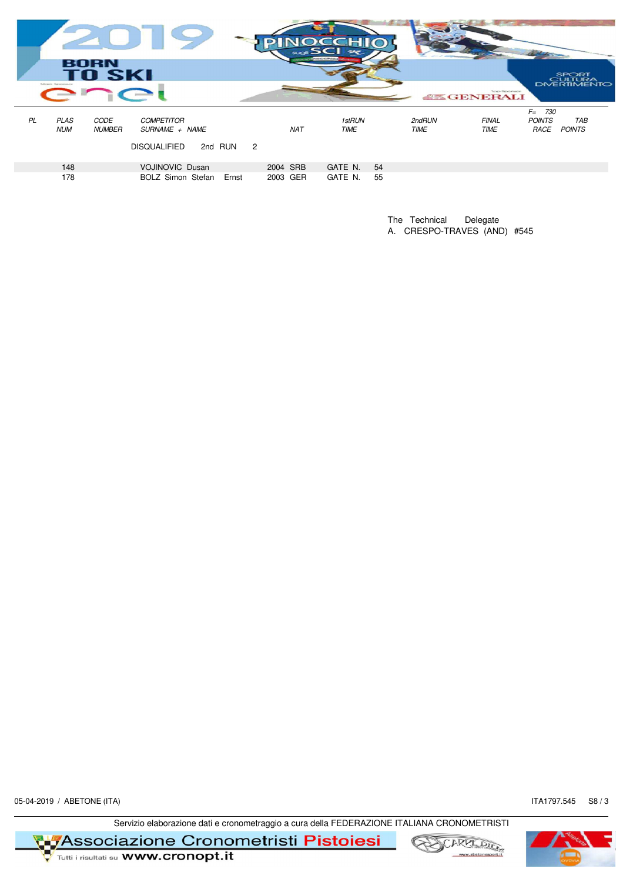| PL | PLAS NUM | CODE NUMBER | COMPETITOR SURNAME + NAME | | NAT | 1stRUN TIME | 2ndRUN TIME | FINAL TIME | F= 730 POINTS RACE | TAB POINTS |
|---|---|---|---|---|---|---|---|---|---|---|
| | | | DISQUALIFIED 2nd RUN 2 | | | | | | | |
| | 148 | | VOJINOVIC Dusan | 2004 | SRB | GATE N. 54 | | | | |
| | 178 | | BOLZ Simon Stefan Ernst | 2003 | GER | GATE N. 55 | | | | |

The Technical Delegate
A. CRESPO-TRAVES (AND) #545

05-04-2019 / ABETONE (ITA)

ITA1797.545 S8 / 3

Servizio elaborazione dati e cronometraggio a cura della FEDERAZIONE ITALIANA CRONOMETRISTI

Associazione Cronometristi Pistoiesi
Tutti i risultati su www.cronopt.it